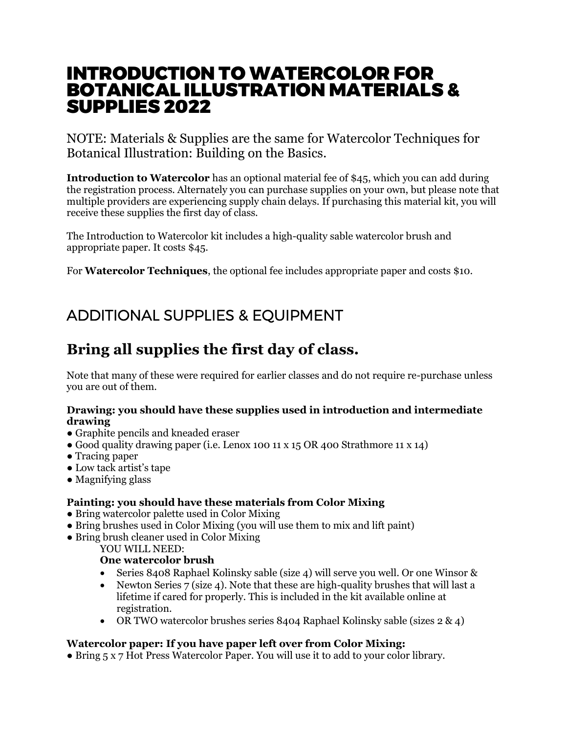# INTRODUCTION TO WATERCOLOR FOR BOTANICAL ILLUSTRATION MATERIALS & SUPPLIES 2022

NOTE: Materials & Supplies are the same for Watercolor Techniques for Botanical Illustration: Building on the Basics.

**Introduction to Watercolor** has an optional material fee of $45, which you can add during the registration process. Alternately you can purchase supplies on your own, but please note that multiple providers are experiencing supply chain delays. If purchasing this material kit, you will receive these supplies the first day of class.

The Introduction to Watercolor kit includes a high-quality sable watercolor brush and appropriate paper. It costs $45.

For **Watercolor Techniques**, the optional fee includes appropriate paper and costs $10.

## ADDITIONAL SUPPLIES & EQUIPMENT

## Bring all supplies the first day of class.

Note that many of these were required for earlier classes and do not require re-purchase unless you are out of them.

**Drawing: you should have these supplies used in introduction and intermediate drawing**

- Graphite pencils and kneaded eraser
- Good quality drawing paper (i.e. Lenox 100 11 x 15 OR 400 Strathmore 11 x 14)
- Tracing paper
- Low tack artist's tape
- Magnifying glass

**Painting: you should have these materials from Color Mixing**

- Bring watercolor palette used in Color Mixing
- Bring brushes used in Color Mixing (you will use them to mix and lift paint)
- Bring brush cleaner used in Color Mixing

  YOU WILL NEED:

  **One watercolor brush**

  - Series 8408 Raphael Kolinsky sable (size 4) will serve you well. Or one Winsor &
  - Newton Series 7 (size 4). Note that these are high-quality brushes that will last a lifetime if cared for properly. This is included in the kit available online at registration.
  - OR TWO watercolor brushes series 8404 Raphael Kolinsky sable (sizes 2 & 4)

**Watercolor paper: If you have paper left over from Color Mixing:**

- Bring 5 x 7 Hot Press Watercolor Paper. You will use it to add to your color library.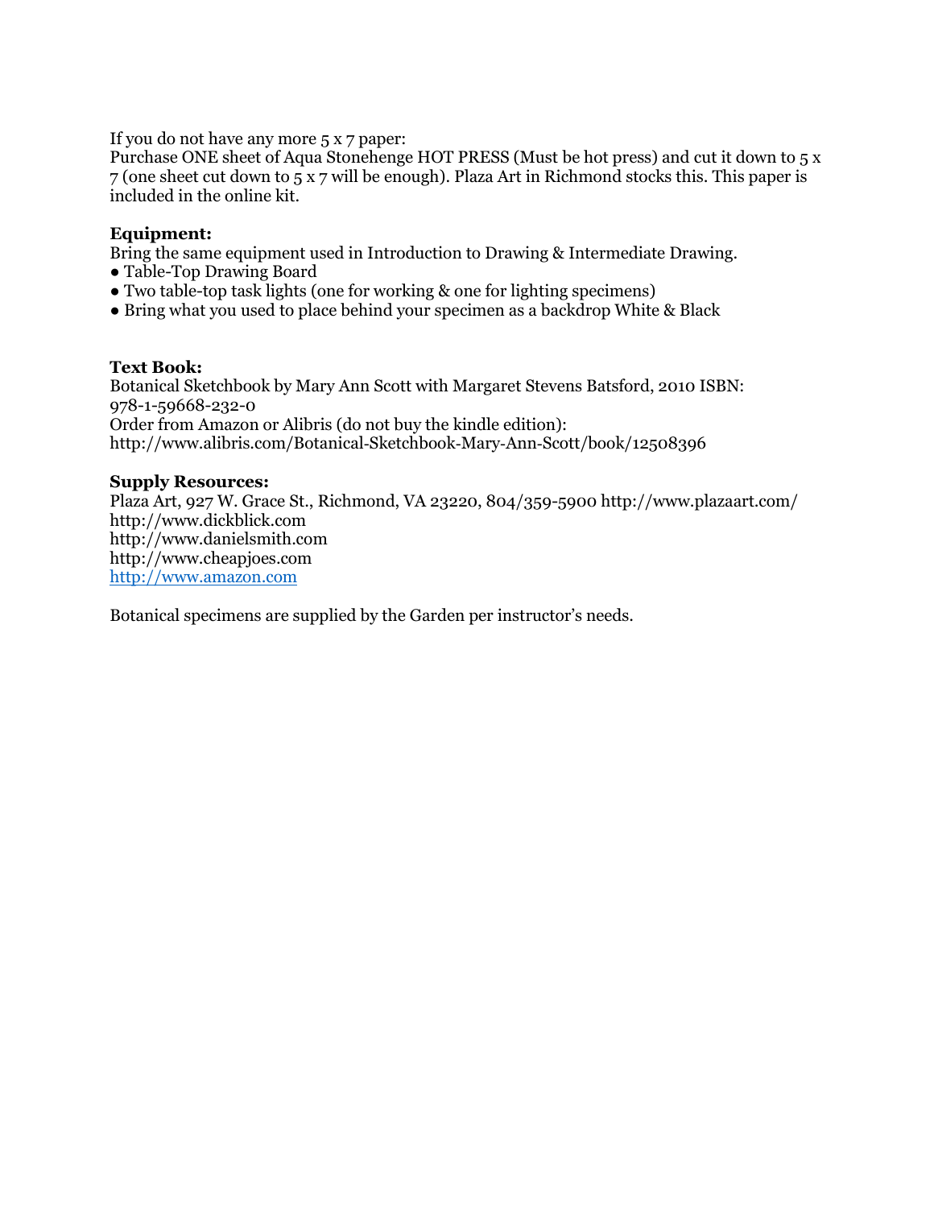If you do not have any more 5 x 7 paper:
Purchase ONE sheet of Aqua Stonehenge HOT PRESS (Must be hot press) and cut it down to 5 x 7 (one sheet cut down to 5 x 7 will be enough). Plaza Art in Richmond stocks this. This paper is included in the online kit.

**Equipment:**
Bring the same equipment used in Introduction to Drawing & Intermediate Drawing.

- Table-Top Drawing Board
- Two table-top task lights (one for working & one for lighting specimens)
- Bring what you used to place behind your specimen as a backdrop White & Black

**Text Book:**
Botanical Sketchbook by Mary Ann Scott with Margaret Stevens Batsford, 2010 ISBN: 978-1-59668-232-0
Order from Amazon or Alibris (do not buy the kindle edition):
http://www.alibris.com/Botanical-Sketchbook-Mary-Ann-Scott/book/12508396

**Supply Resources:**
Plaza Art, 927 W. Grace St., Richmond, VA 23220, 804/359-5900 http://www.plazaart.com/
http://www.dickblick.com
http://www.danielsmith.com
http://www.cheapjoes.com
http://www.amazon.com

Botanical specimens are supplied by the Garden per instructor's needs.